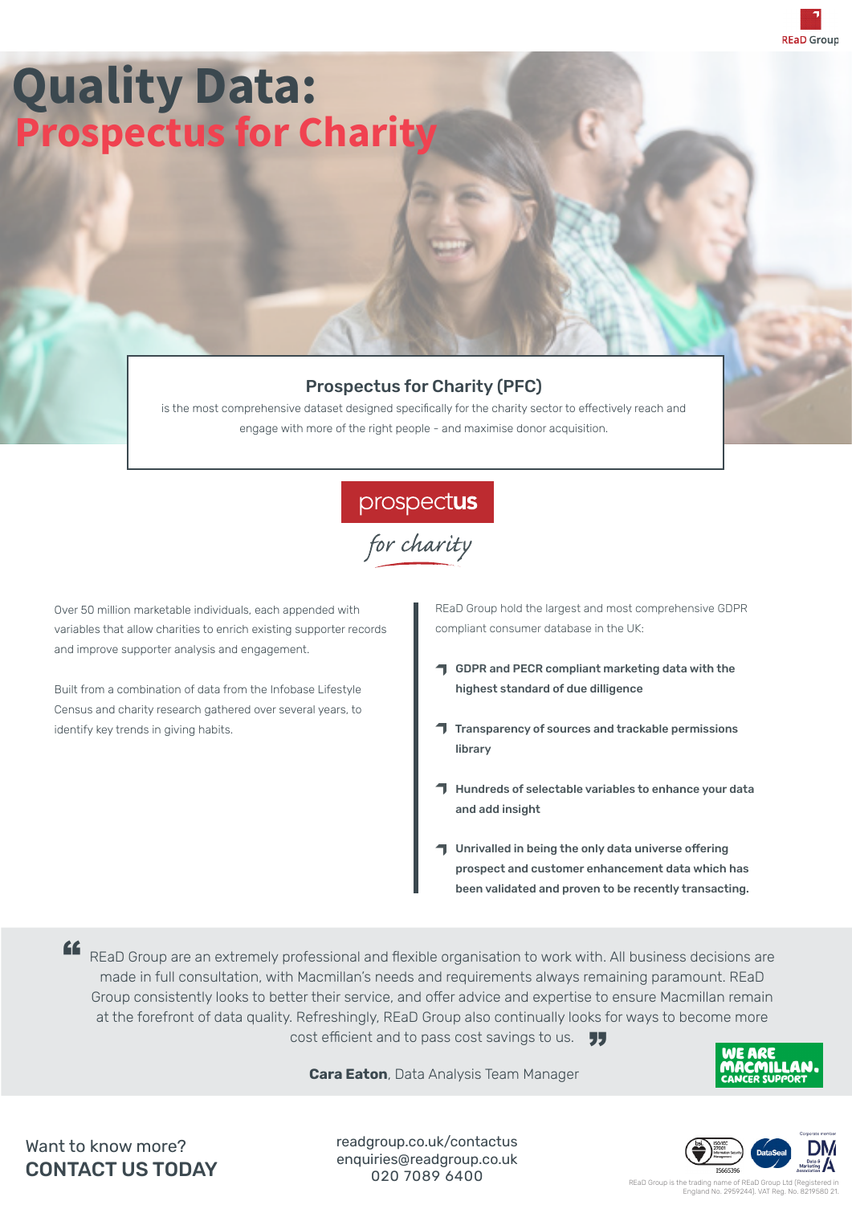# Quality Data:
# Prospectus for Charity

## Prospectus for Charity (PFC)

is the most comprehensive dataset designed specifically for the charity sector to effectively reach and engage with more of the right people - and maximise donor acquisition.

prospectus
*for charity*

Over 50 million marketable individuals, each appended with variables that allow charities to enrich existing supporter records and improve supporter analysis and engagement.

Built from a combination of data from the Infobase Lifestyle Census and charity research gathered over several years, to identify key trends in giving habits.

REaD Group hold the largest and most comprehensive GDPR compliant consumer database in the UK:

- **GDPR and PECR compliant marketing data with the highest standard of due dilligence**
- **Transparency of sources and trackable permissions library**
- **Hundreds of selectable variables to enhance your data and add insight**
- **Unrivalled in being the only data universe offering prospect and customer enhancement data which has been validated and proven to be recently transacting.**

> "REaD Group are an extremely professional and flexible organisation to work with. All business decisions are made in full consultation, with Macmillan's needs and requirements always remaining paramount. REaD Group consistently looks to better their service, and offer advice and expertise to ensure Macmillan remain at the forefront of data quality. Refreshingly, REaD Group also continually looks for ways to become more cost efficient and to pass cost savings to us."
>
> **Cara Eaton**, Data Analysis Team Manager

WE ARE MACMILLAN. CANCER SUPPORT

Want to know more?
**CONTACT US TODAY**

readgroup.co.uk/contactus
enquiries@readgroup.co.uk
020 7089 6400

REaD Group is the trading name of REaD Group Ltd (Registered in England No. 2959244). VAT Reg. No. 8219580 21.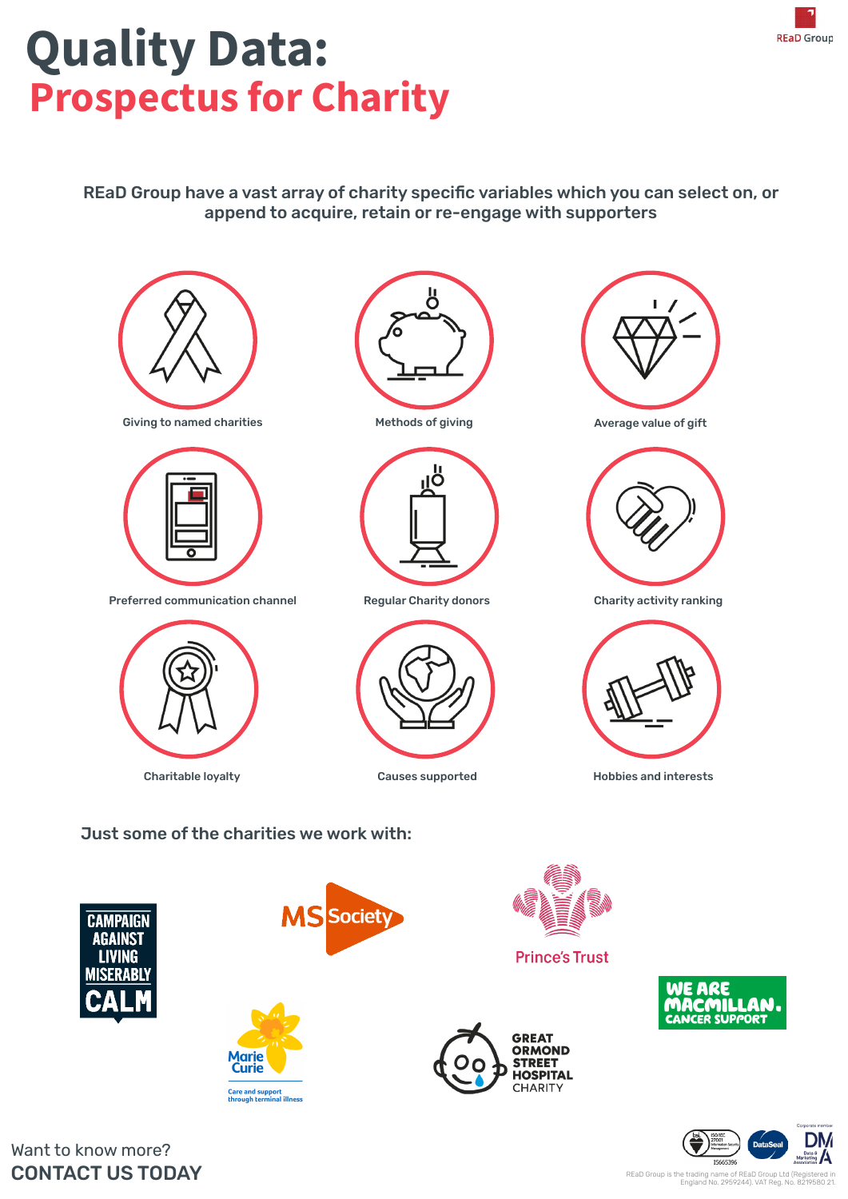# Quality Data:
## Prospectus for Charity

REaD Group have a vast array of charity specific variables which you can select on, or append to acquire, retain or re-engage with supporters

- Giving to named charities
- Methods of giving
- Average value of gift
- Preferred communication channel
- Regular Charity donors
- Charity activity ranking
- Charitable loyalty
- Causes supported
- Hobbies and interests

### Just some of the charities we work with:

CAMPAIGN AGAINST LIVING MISERABLY CALM

MS Society

Prince's Trust

WE ARE MACMILLAN. CANCER SUPPORT

Marie Curie — Care and support through terminal illness

GREAT ORMOND STREET HOSPITAL CHARITY

Want to know more?

**CONTACT US TODAY**

REaD Group is the trading name of REaD Group Ltd (Registered in England No. 2959244). VAT Reg. No. 8219580 21.